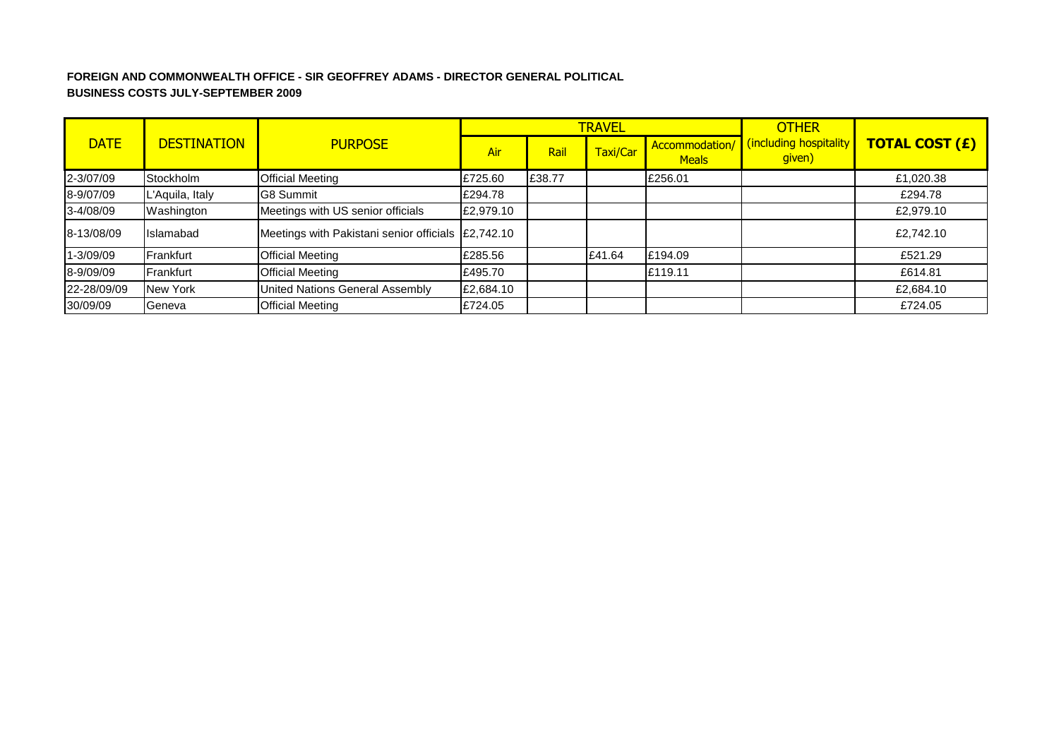**FOREIGN AND COMMONWEALTH OFFICE - SIR GEOFFREY ADAMS - DIRECTOR GENERAL POLITICAL**
**BUSINESS COSTS JULY-SEPTEMBER 2009**

| DATE | DESTINATION | PURPOSE | TRAVEL | | | | OTHER | TOTAL COST (£) |
|---|---|---|---|---|---|---|---|---|
| | | | Air | Rail | Taxi/Car | Accommodation/ Meals | (including hospitality given) | |
| 2-3/07/09 | Stockholm | Official Meeting | £725.60 | £38.77 | | £256.01 | | £1,020.38 |
| 8-9/07/09 | L'Aquila, Italy | G8 Summit | £294.78 | | | | | £294.78 |
| 3-4/08/09 | Washington | Meetings with US senior officials | £2,979.10 | | | | | £2,979.10 |
| 8-13/08/09 | Islamabad | Meetings with Pakistani senior officials | £2,742.10 | | | | | £2,742.10 |
| 1-3/09/09 | Frankfurt | Official Meeting | £285.56 | | £41.64 | £194.09 | | £521.29 |
| 8-9/09/09 | Frankfurt | Official Meeting | £495.70 | | | £119.11 | | £614.81 |
| 22-28/09/09 | New York | United Nations General Assembly | £2,684.10 | | | | | £2,684.10 |
| 30/09/09 | Geneva | Official Meeting | £724.05 | | | | | £724.05 |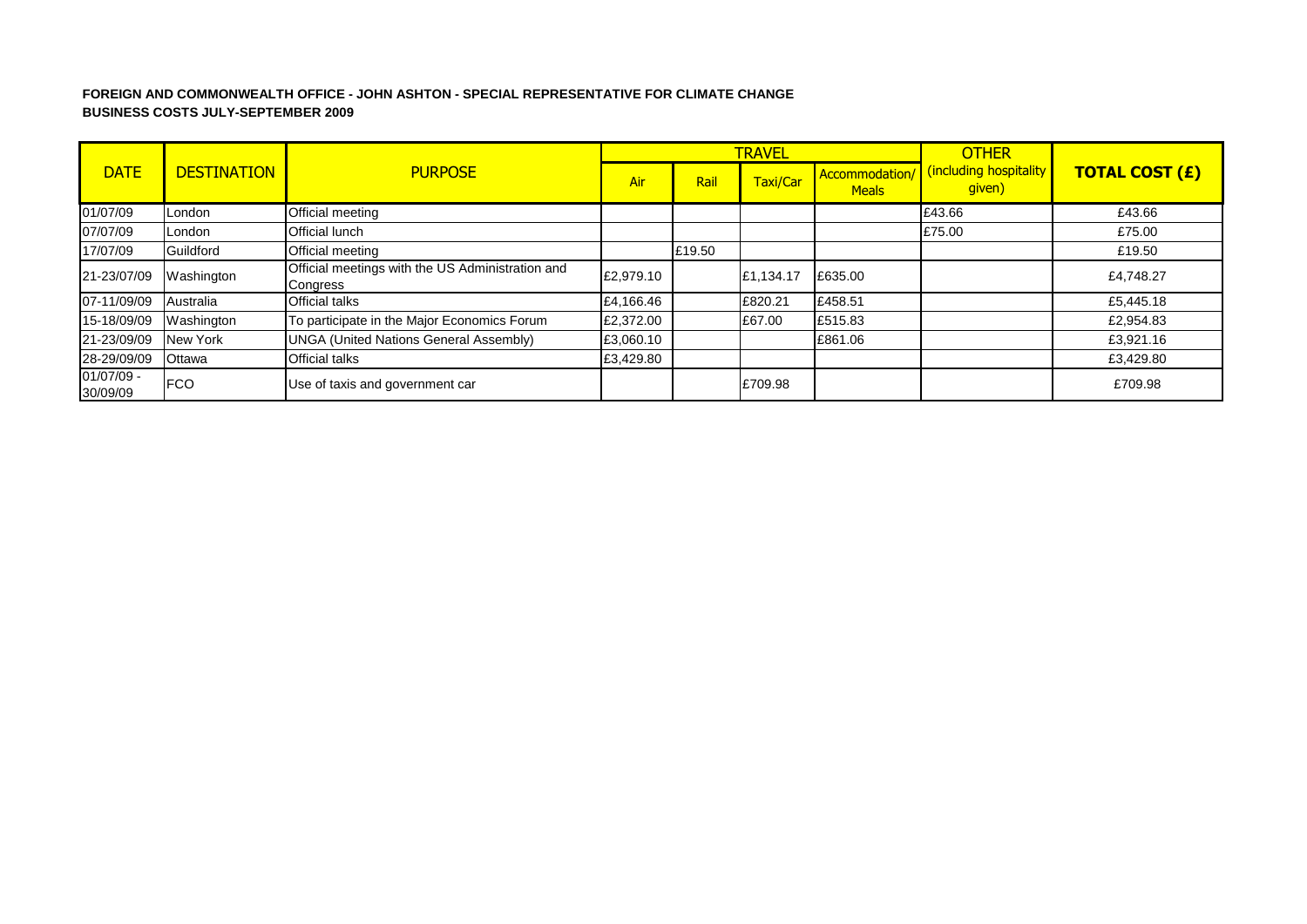**FOREIGN AND COMMONWEALTH OFFICE - JOHN ASHTON - SPECIAL REPRESENTATIVE FOR CLIMATE CHANGE**
**BUSINESS COSTS JULY-SEPTEMBER 2009**

| DATE | DESTINATION | PURPOSE | TRAVEL | | | | OTHER | TOTAL COST (£) |
|---|---|---|---|---|---|---|---|---|
| | | | Air | Rail | Taxi/Car | Accommodation/ Meals | (including hospitality given) | |
| 01/07/09 | London | Official meeting | | | | | £43.66 | £43.66 |
| 07/07/09 | London | Official lunch | | | | | £75.00 | £75.00 |
| 17/07/09 | Guildford | Official meeting | | £19.50 | | | | £19.50 |
| 21-23/07/09 | Washington | Official meetings with the US Administration and Congress | £2,979.10 | | £1,134.17 | £635.00 | | £4,748.27 |
| 07-11/09/09 | Australia | Official talks | £4,166.46 | | £820.21 | £458.51 | | £5,445.18 |
| 15-18/09/09 | Washington | To participate in the Major Economics Forum | £2,372.00 | | £67.00 | £515.83 | | £2,954.83 |
| 21-23/09/09 | New York | UNGA (United Nations General Assembly) | £3,060.10 | | | £861.06 | | £3,921.16 |
| 28-29/09/09 | Ottawa | Official talks | £3,429.80 | | | | | £3,429.80 |
| 01/07/09 - 30/09/09 | FCO | Use of taxis and government car | | | £709.98 | | | £709.98 |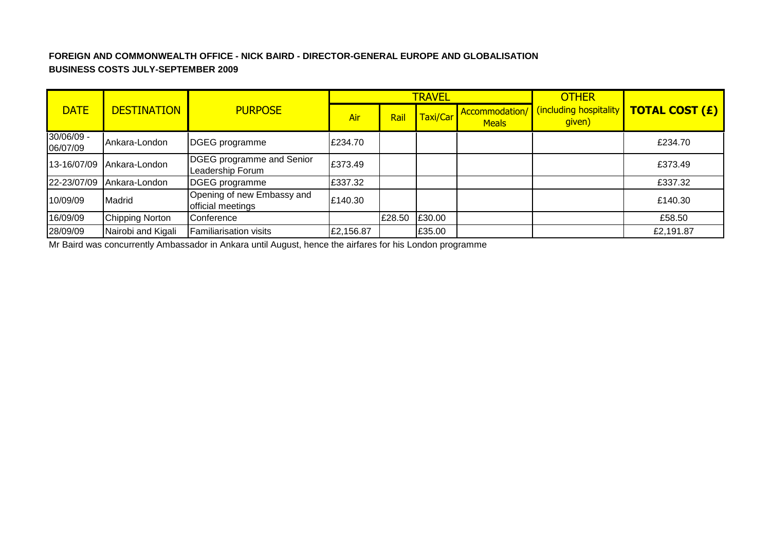**FOREIGN AND COMMONWEALTH OFFICE - NICK BAIRD - DIRECTOR-GENERAL EUROPE AND GLOBALISATION**
**BUSINESS COSTS JULY-SEPTEMBER 2009**

| DATE | DESTINATION | PURPOSE | TRAVEL | | | | OTHER | TOTAL COST (£) |
|---|---|---|---|---|---|---|---|---|
| | | | Air | Rail | Taxi/Car | Accommodation/ Meals | (including hospitality given) | |
| 30/06/09 - 06/07/09 | Ankara-London | DGEG programme | £234.70 | | | | | £234.70 |
| 13-16/07/09 | Ankara-London | DGEG programme and Senior Leadership Forum | £373.49 | | | | | £373.49 |
| 22-23/07/09 | Ankara-London | DGEG programme | £337.32 | | | | | £337.32 |
| 10/09/09 | Madrid | Opening of new Embassy and official meetings | £140.30 | | | | | £140.30 |
| 16/09/09 | Chipping Norton | Conference | | £28.50 | £30.00 | | | £58.50 |
| 28/09/09 | Nairobi and Kigali | Familiarisation visits | £2,156.87 | | £35.00 | | | £2,191.87 |

Mr Baird was concurrently Ambassador in Ankara until August, hence the airfares for his London programme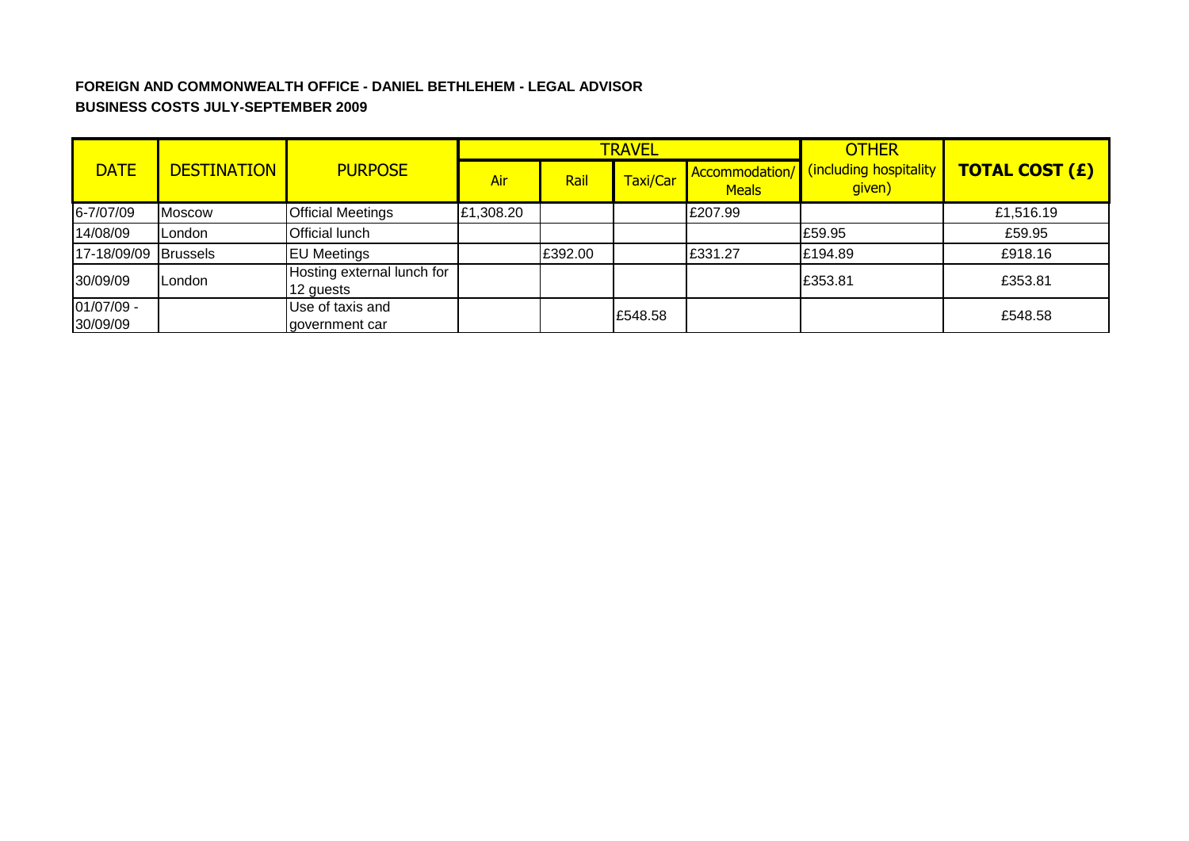**FOREIGN AND COMMONWEALTH OFFICE - DANIEL BETHLEHEM - LEGAL ADVISOR**

**BUSINESS COSTS JULY-SEPTEMBER 2009**

| DATE | DESTINATION | PURPOSE | TRAVEL | | | | OTHER | TOTAL COST (£) |
|---|---|---|---|---|---|---|---|---|
| | | | Air | Rail | Taxi/Car | Accommodation/ Meals | (including hospitality given) | |
| 6-7/07/09 | Moscow | Official Meetings | £1,308.20 | | | £207.99 | | £1,516.19 |
| 14/08/09 | London | Official lunch | | | | | £59.95 | £59.95 |
| 17-18/09/09 | Brussels | EU Meetings | | £392.00 | | £331.27 | £194.89 | £918.16 |
| 30/09/09 | London | Hosting external lunch for 12 guests | | | | | £353.81 | £353.81 |
| 01/07/09 - 30/09/09 | | Use of taxis and government car | | | £548.58 | | | £548.58 |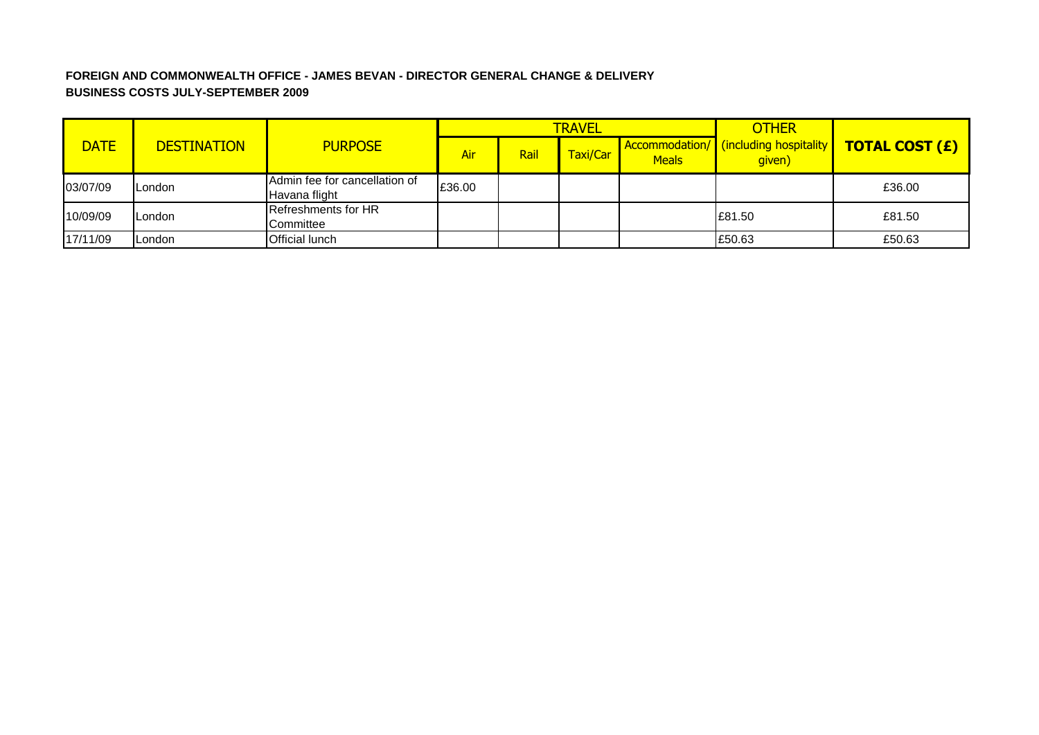**FOREIGN AND COMMONWEALTH OFFICE - JAMES BEVAN - DIRECTOR GENERAL CHANGE & DELIVERY**
**BUSINESS COSTS JULY-SEPTEMBER 2009**

| DATE | DESTINATION | PURPOSE | TRAVEL | | | | OTHER | TOTAL COST (£) |
|---|---|---|---|---|---|---|---|---|
| | | | Air | Rail | Taxi/Car | Accommodation/ Meals | (including hospitality given) | |
| 03/07/09 | London | Admin fee for cancellation of Havana flight | £36.00 | | | | | £36.00 |
| 10/09/09 | London | Refreshments for HR Committee | | | | | £81.50 | £81.50 |
| 17/11/09 | London | Official lunch | | | | | £50.63 | £50.63 |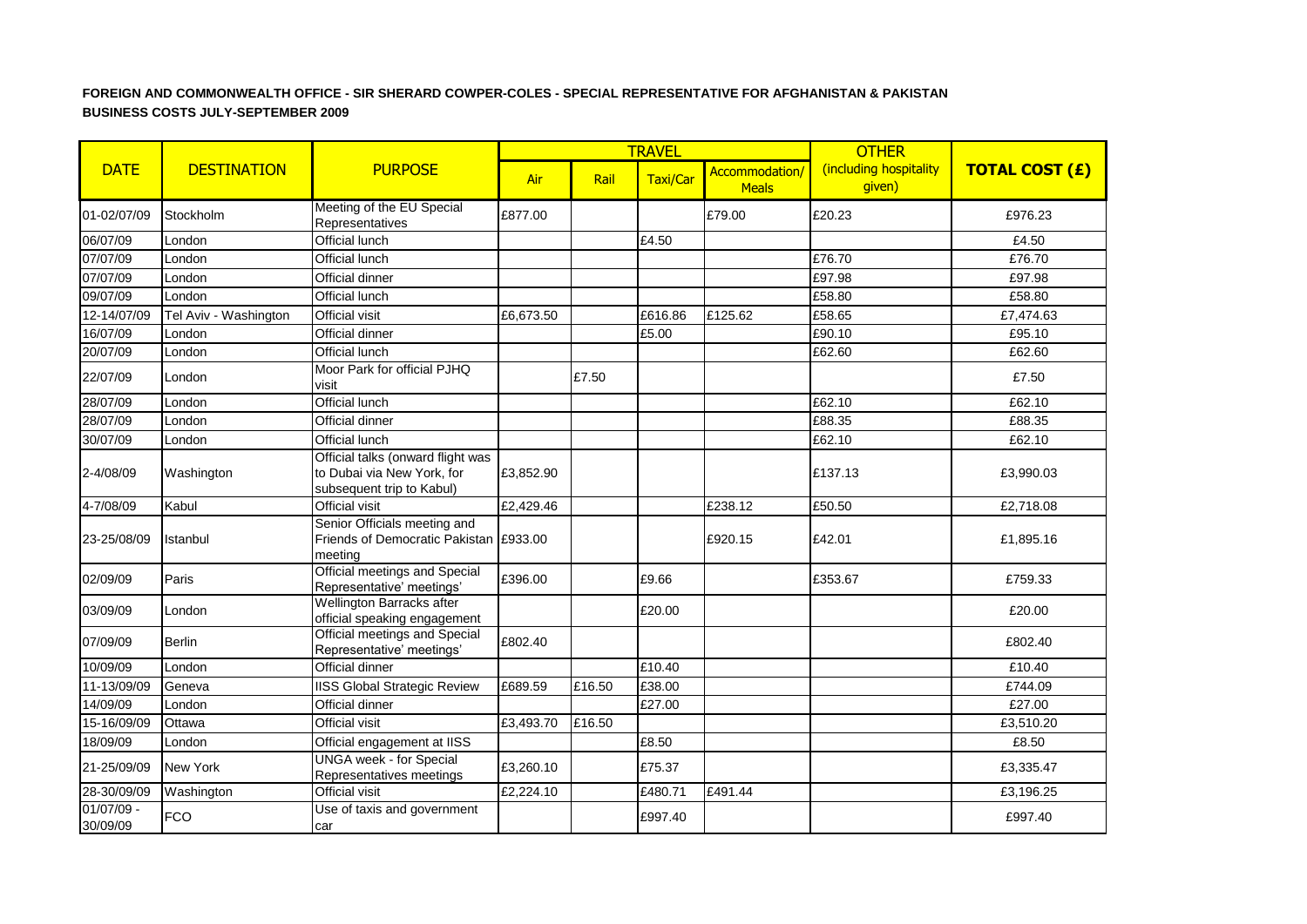**FOREIGN AND COMMONWEALTH OFFICE - SIR SHERARD COWPER-COLES - SPECIAL REPRESENTATIVE FOR AFGHANISTAN & PAKISTAN**
**BUSINESS COSTS JULY-SEPTEMBER 2009**

| DATE | DESTINATION | PURPOSE | TRAVEL | | | | OTHER | TOTAL COST (£) |
|---|---|---|---|---|---|---|---|---|
| | | | Air | Rail | Taxi/Car | Accommodation/ Meals | (including hospitality given) | |
| 01-02/07/09 | Stockholm | Meeting of the EU Special Representatives | £877.00 | | | £79.00 | £20.23 | £976.23 |
| 06/07/09 | London | Official lunch | | | £4.50 | | | £4.50 |
| 07/07/09 | London | Official lunch | | | | | £76.70 | £76.70 |
| 07/07/09 | London | Official dinner | | | | | £97.98 | £97.98 |
| 09/07/09 | London | Official lunch | | | | | £58.80 | £58.80 |
| 12-14/07/09 | Tel Aviv - Washington | Official visit | £6,673.50 | | £616.86 | £125.62 | £58.65 | £7,474.63 |
| 16/07/09 | London | Official dinner | | | £5.00 | | £90.10 | £95.10 |
| 20/07/09 | London | Official lunch | | | | | £62.60 | £62.60 |
| 22/07/09 | London | Moor Park for official PJHQ visit | | £7.50 | | | | £7.50 |
| 28/07/09 | London | Official lunch | | | | | £62.10 | £62.10 |
| 28/07/09 | London | Official dinner | | | | | £88.35 | £88.35 |
| 30/07/09 | London | Official lunch | | | | | £62.10 | £62.10 |
| 2-4/08/09 | Washington | Official talks (onward flight was to Dubai via New York, for subsequent trip to Kabul) | £3,852.90 | | | | £137.13 | £3,990.03 |
| 4-7/08/09 | Kabul | Official visit | £2,429.46 | | | £238.12 | £50.50 | £2,718.08 |
| 23-25/08/09 | Istanbul | Senior Officials meeting and Friends of Democratic Pakistan meeting | £933.00 | | | £920.15 | £42.01 | £1,895.16 |
| 02/09/09 | Paris | Official meetings and Special Representative' meetings' | £396.00 | | £9.66 | | £353.67 | £759.33 |
| 03/09/09 | London | Wellington Barracks after official speaking engagement | | | £20.00 | | | £20.00 |
| 07/09/09 | Berlin | Official meetings and Special Representative' meetings' | £802.40 | | | | | £802.40 |
| 10/09/09 | London | Official dinner | | | £10.40 | | | £10.40 |
| 11-13/09/09 | Geneva | IISS Global Strategic Review | £689.59 | £16.50 | £38.00 | | | £744.09 |
| 14/09/09 | London | Official dinner | | | £27.00 | | | £27.00 |
| 15-16/09/09 | Ottawa | Official visit | £3,493.70 | £16.50 | | | | £3,510.20 |
| 18/09/09 | London | Official engagement at IISS | | | £8.50 | | | £8.50 |
| 21-25/09/09 | New York | UNGA week - for Special Representatives meetings | £3,260.10 | | £75.37 | | | £3,335.47 |
| 28-30/09/09 | Washington | Official visit | £2,224.10 | | £480.71 | £491.44 | | £3,196.25 |
| 01/07/09 - 30/09/09 | FCO | Use of taxis and government car | | | £997.40 | | | £997.40 |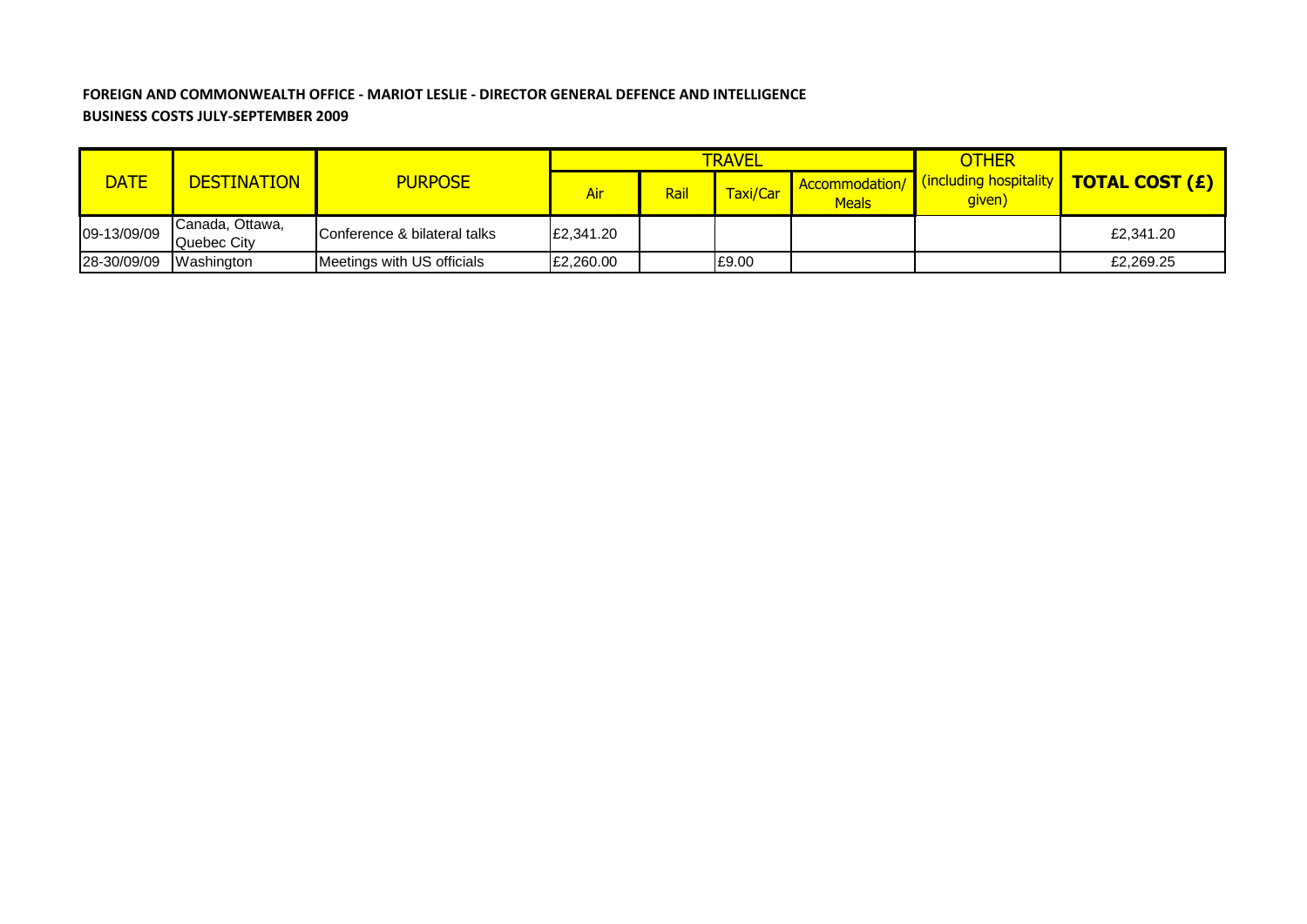**FOREIGN AND COMMONWEALTH OFFICE - MARIOT LESLIE - DIRECTOR GENERAL DEFENCE AND INTELLIGENCE**

**BUSINESS COSTS JULY-SEPTEMBER 2009**

| DATE | DESTINATION | PURPOSE | TRAVEL | | | | OTHER (including hospitality given) | TOTAL COST (£) |
|---|---|---|---|---|---|---|---|---|
| | | | Air | Rail | Taxi/Car | Accommodation/ Meals | | |
| 09-13/09/09 | Canada, Ottawa, Quebec City | Conference & bilateral talks | £2,341.20 | | | | | £2,341.20 |
| 28-30/09/09 | Washington | Meetings with US officials | £2,260.00 | | £9.00 | | | £2,269.25 |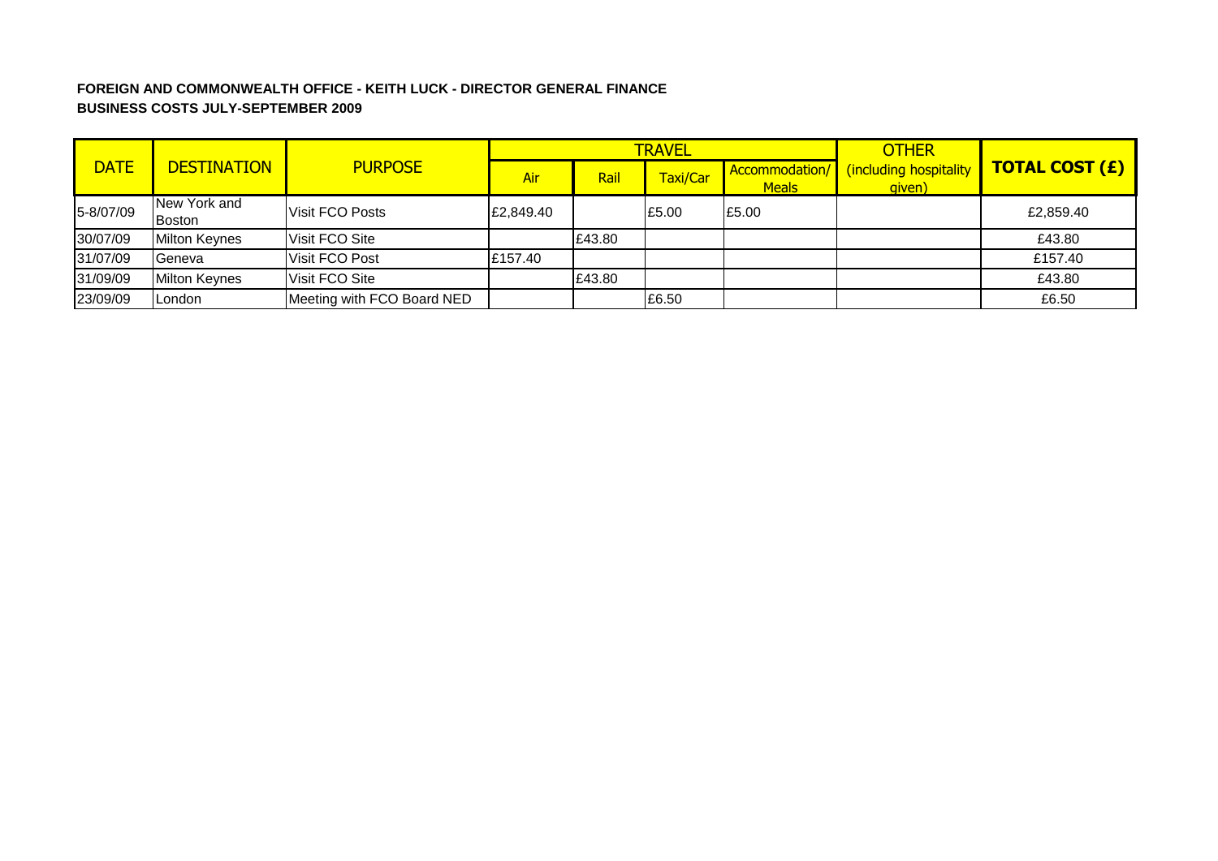**FOREIGN AND COMMONWEALTH OFFICE - KEITH LUCK - DIRECTOR GENERAL FINANCE**
**BUSINESS COSTS JULY-SEPTEMBER 2009**

| DATE | DESTINATION | PURPOSE | TRAVEL | | | | OTHER (including hospitality given) | TOTAL COST (£) |
|---|---|---|---|---|---|---|---|---|
| | | | Air | Rail | Taxi/Car | Accommodation/ Meals | | |
| 5-8/07/09 | New York and Boston | Visit FCO Posts | £2,849.40 | | £5.00 | £5.00 | | £2,859.40 |
| 30/07/09 | Milton Keynes | Visit FCO Site | | £43.80 | | | | £43.80 |
| 31/07/09 | Geneva | Visit FCO Post | £157.40 | | | | | £157.40 |
| 31/09/09 | Milton Keynes | Visit FCO Site | | £43.80 | | | | £43.80 |
| 23/09/09 | London | Meeting with FCO Board NED | | | £6.50 | | | £6.50 |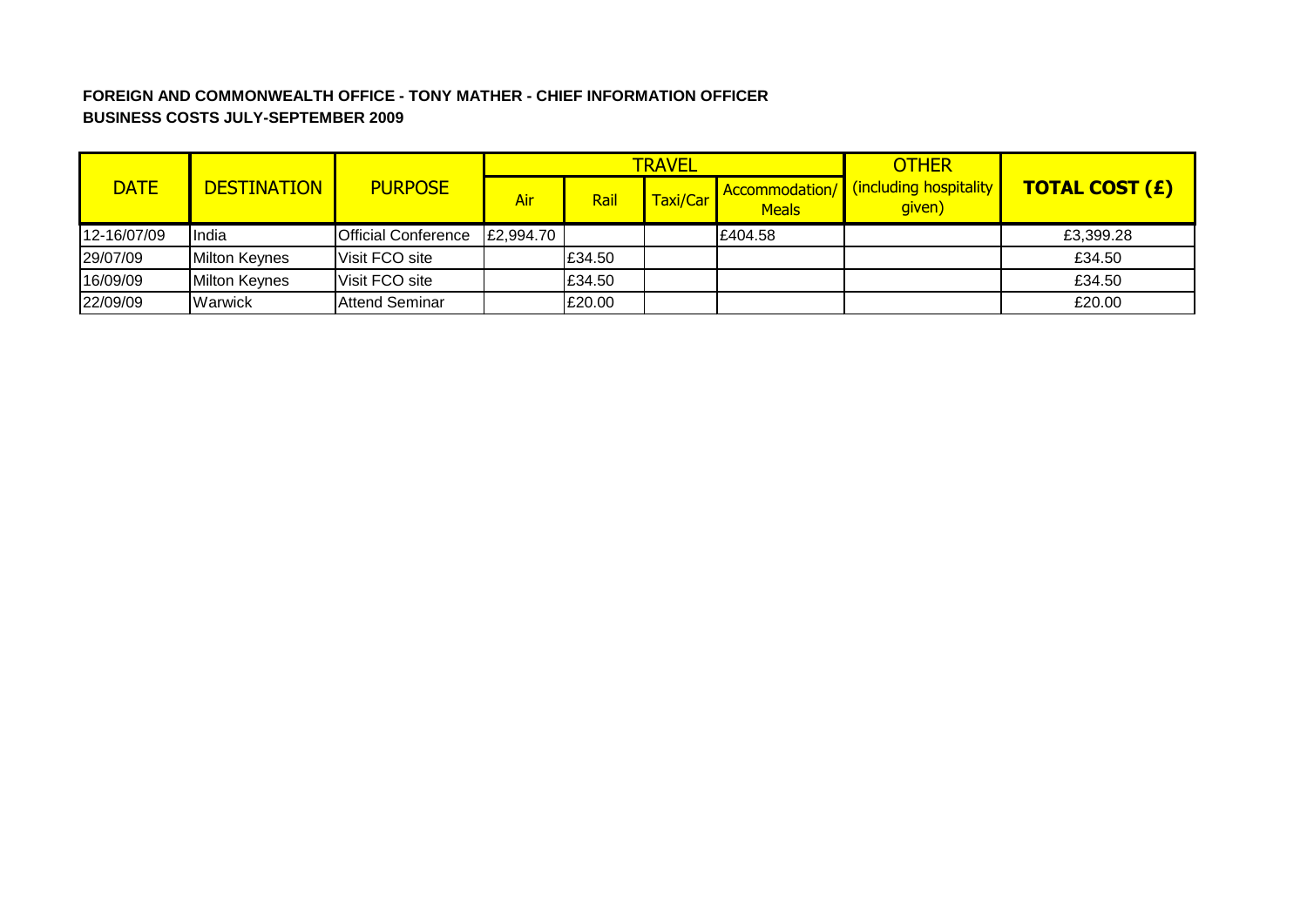**FOREIGN AND COMMONWEALTH OFFICE - TONY MATHER - CHIEF INFORMATION OFFICER**
**BUSINESS COSTS JULY-SEPTEMBER 2009**

| DATE | DESTINATION | PURPOSE | TRAVEL | | | | OTHER | TOTAL COST (£) |
|---|---|---|---|---|---|---|---|---|
| | | | Air | Rail | Taxi/Car | Accommodation/ Meals | (including hospitality given) | |
| 12-16/07/09 | India | Official Conference | £2,994.70 | | | £404.58 | | £3,399.28 |
| 29/07/09 | Milton Keynes | Visit FCO site | | £34.50 | | | | £34.50 |
| 16/09/09 | Milton Keynes | Visit FCO site | | £34.50 | | | | £34.50 |
| 22/09/09 | Warwick | Attend Seminar | | £20.00 | | | | £20.00 |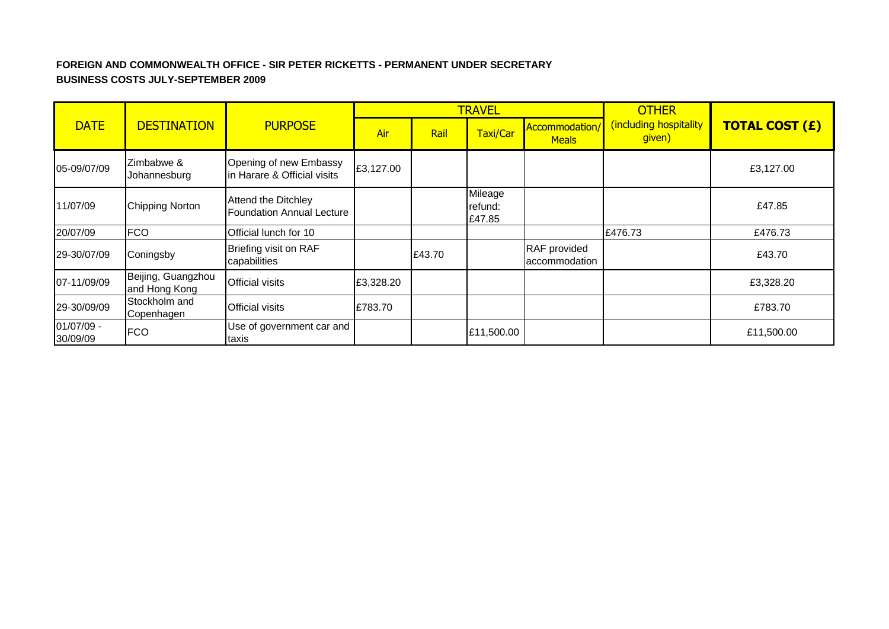**FOREIGN AND COMMONWEALTH OFFICE - SIR PETER RICKETTS - PERMANENT UNDER SECRETARY**
**BUSINESS COSTS JULY-SEPTEMBER 2009**

| DATE | DESTINATION | PURPOSE | TRAVEL | | | | OTHER (including hospitality given) | TOTAL COST (£) |
|---|---|---|---|---|---|---|---|---|
| | | | Air | Rail | Taxi/Car | Accommodation/ Meals | | |
| 05-09/07/09 | Zimbabwe & Johannesburg | Opening of new Embassy in Harare & Official visits | £3,127.00 | | | | | £3,127.00 |
| 11/07/09 | Chipping Norton | Attend the Ditchley Foundation Annual Lecture | | | Mileage refund: £47.85 | | | £47.85 |
| 20/07/09 | FCO | Official lunch for 10 | | | | | £476.73 | £476.73 |
| 29-30/07/09 | Coningsby | Briefing visit on RAF capabilities | | £43.70 | | RAF provided accommodation | | £43.70 |
| 07-11/09/09 | Beijing, Guangzhou and Hong Kong | Official visits | £3,328.20 | | | | | £3,328.20 |
| 29-30/09/09 | Stockholm and Copenhagen | Official visits | £783.70 | | | | | £783.70 |
| 01/07/09 - 30/09/09 | FCO | Use of government car and taxis | | | £11,500.00 | | | £11,500.00 |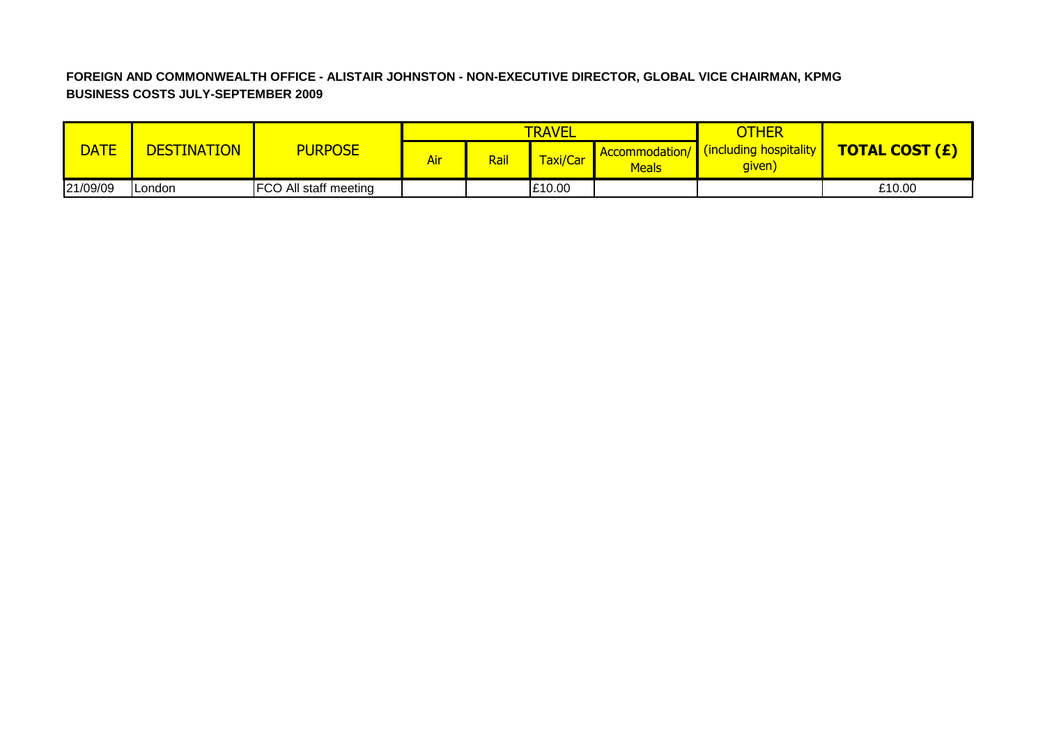**FOREIGN AND COMMONWEALTH OFFICE - ALISTAIR JOHNSTON - NON-EXECUTIVE DIRECTOR, GLOBAL VICE CHAIRMAN, KPMG**
**BUSINESS COSTS JULY-SEPTEMBER 2009**

| DATE | DESTINATION | PURPOSE | TRAVEL | | | | OTHER | TOTAL COST (£) |
|---|---|---|---|---|---|---|---|---|
| | | | Air | Rail | Taxi/Car | Accommodation/ Meals | (including hospitality given) | |
| 21/09/09 | London | FCO All staff meeting | | | £10.00 | | | £10.00 |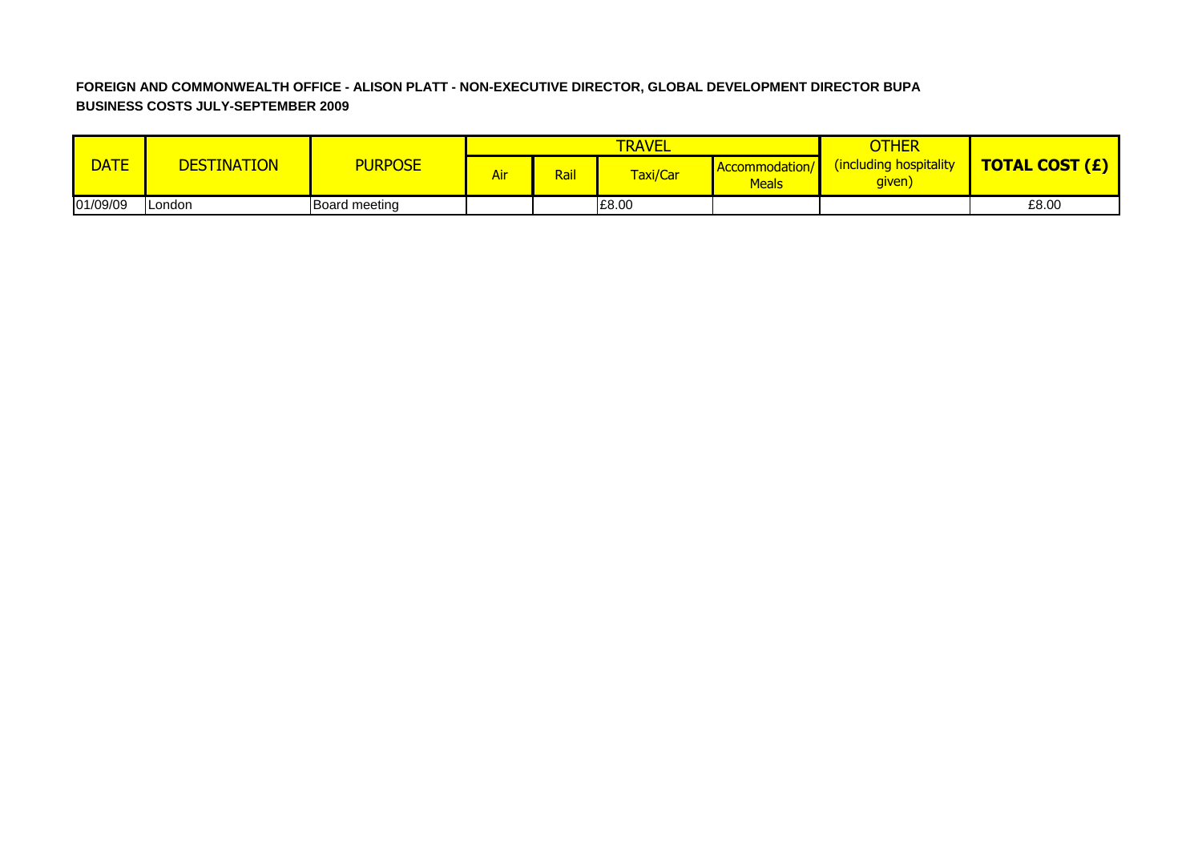**FOREIGN AND COMMONWEALTH OFFICE - ALISON PLATT - NON-EXECUTIVE DIRECTOR, GLOBAL DEVELOPMENT DIRECTOR BUPA**
**BUSINESS COSTS JULY-SEPTEMBER 2009**

| DATE | DESTINATION | PURPOSE | TRAVEL | | | | OTHER | TOTAL COST (£) |
|---|---|---|---|---|---|---|---|---|
| | | | Air | Rail | Taxi/Car | Accommodation/ Meals | (including hospitality given) | |
| 01/09/09 | London | Board meeting | | | £8.00 | | | £8.00 |